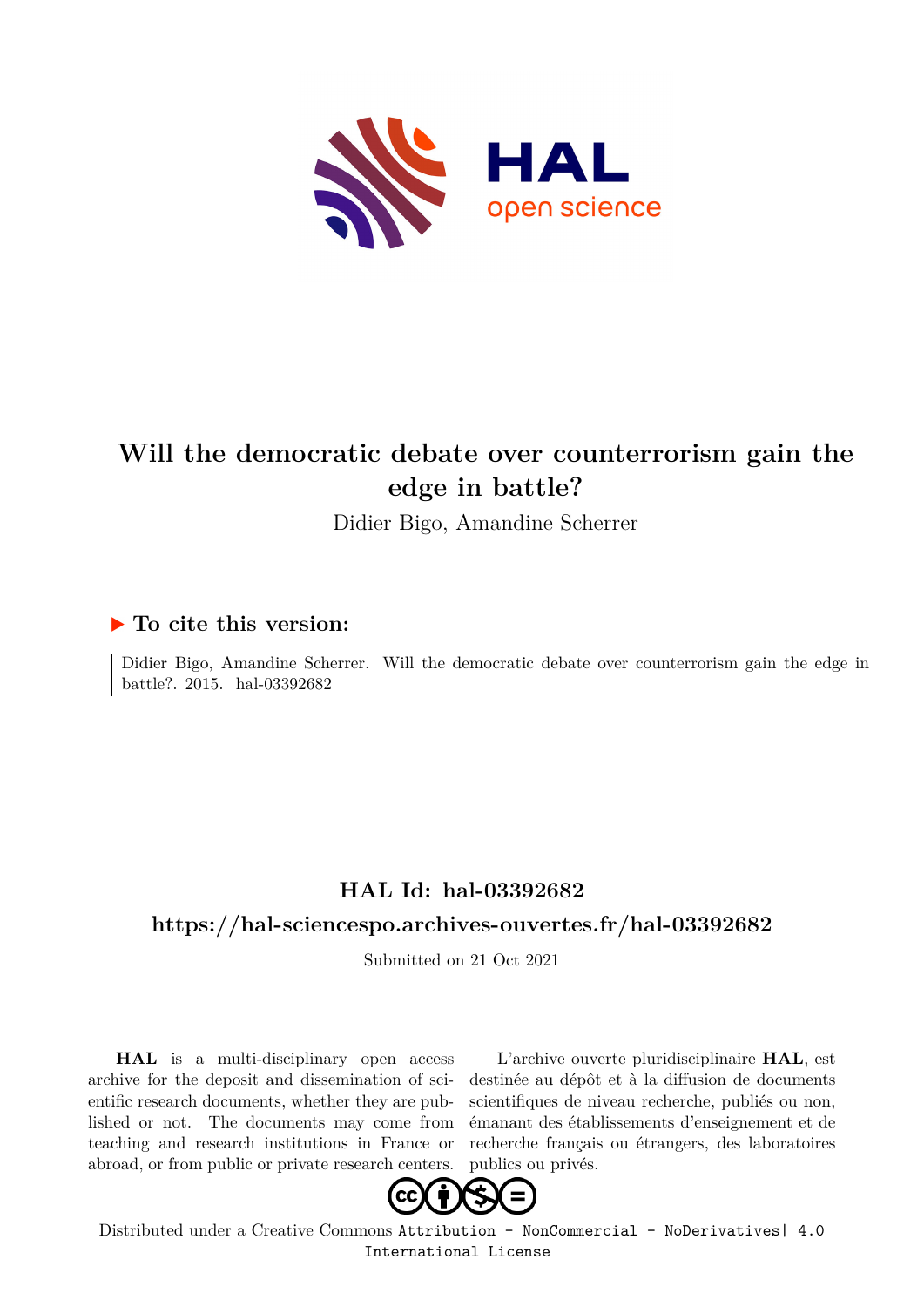# Will the democratic debate over counterrorism gain the edge in battle?

Didier Bigo, Amandine Scherrer

## ▶ To cite this version:

Didier Bigo, Amandine Scherrer. Will the democratic debate over counterrorism gain the edge in battle?. 2015. hal-03392682

## HAL Id: hal-03392682

## https://hal-sciencespo.archives-ouvertes.fr/hal-03392682

Submitted on 21 Oct 2021

**HAL** is a multi-disciplinary open access archive for the deposit and dissemination of scientific research documents, whether they are published or not. The documents may come from teaching and research institutions in France or abroad, or from public or private research centers.

L'archive ouverte pluridisciplinaire **HAL**, est destinée au dépôt et à la diffusion de documents scientifiques de niveau recherche, publiés ou non, émanant des établissements d'enseignement et de recherche français ou étrangers, des laboratoires publics ou privés.

Distributed under a Creative Commons Attribution - NonCommercial - NoDerivatives| 4.0 International License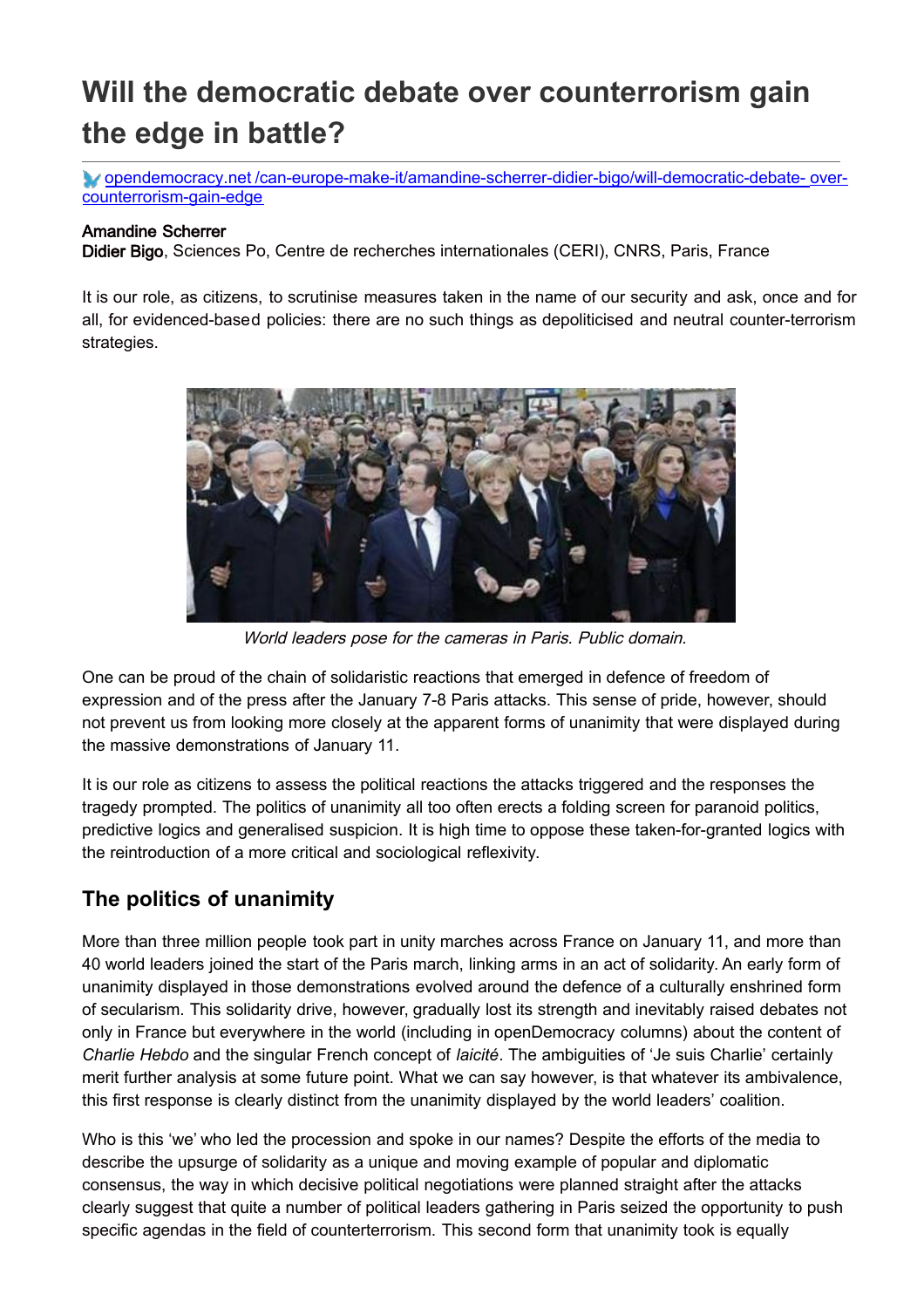# Will the democratic debate over counterrorism gain the edge in battle?

opendemocracy.net /can-europe-make-it/amandine-scherrer-didier-bigo/will-democratic-debate- over-counterrorism-gain-edge

**Amandine Scherrer**
**Didier Bigo**, Sciences Po, Centre de recherches internationales (CERI), CNRS, Paris, France

It is our role, as citizens, to scrutinise measures taken in the name of our security and ask, once and for all, for evidenced-based policies: there are no such things as depoliticised and neutral counter-terrorism strategies.

*World leaders pose for the cameras in Paris. Public domain.*

One can be proud of the chain of solidaristic reactions that emerged in defence of freedom of expression and of the press after the January 7-8 Paris attacks. This sense of pride, however, should not prevent us from looking more closely at the apparent forms of unanimity that were displayed during the massive demonstrations of January 11.

It is our role as citizens to assess the political reactions the attacks triggered and the responses the tragedy prompted. The politics of unanimity all too often erects a folding screen for paranoid politics, predictive logics and generalised suspicion. It is high time to oppose these taken-for-granted logics with the reintroduction of a more critical and sociological reflexivity.

## The politics of unanimity

More than three million people took part in unity marches across France on January 11, and more than 40 world leaders joined the start of the Paris march, linking arms in an act of solidarity. An early form of unanimity displayed in those demonstrations evolved around the defence of a culturally enshrined form of secularism. This solidarity drive, however, gradually lost its strength and inevitably raised debates not only in France but everywhere in the world (including in openDemocracy columns) about the content of *Charlie Hebdo* and the singular French concept of *laicité*. The ambiguities of 'Je suis Charlie' certainly merit further analysis at some future point. What we can say however, is that whatever its ambivalence, this first response is clearly distinct from the unanimity displayed by the world leaders' coalition.

Who is this 'we' who led the procession and spoke in our names? Despite the efforts of the media to describe the upsurge of solidarity as a unique and moving example of popular and diplomatic consensus, the way in which decisive political negotiations were planned straight after the attacks clearly suggest that quite a number of political leaders gathering in Paris seized the opportunity to push specific agendas in the field of counterterrorism. This second form that unanimity took is equally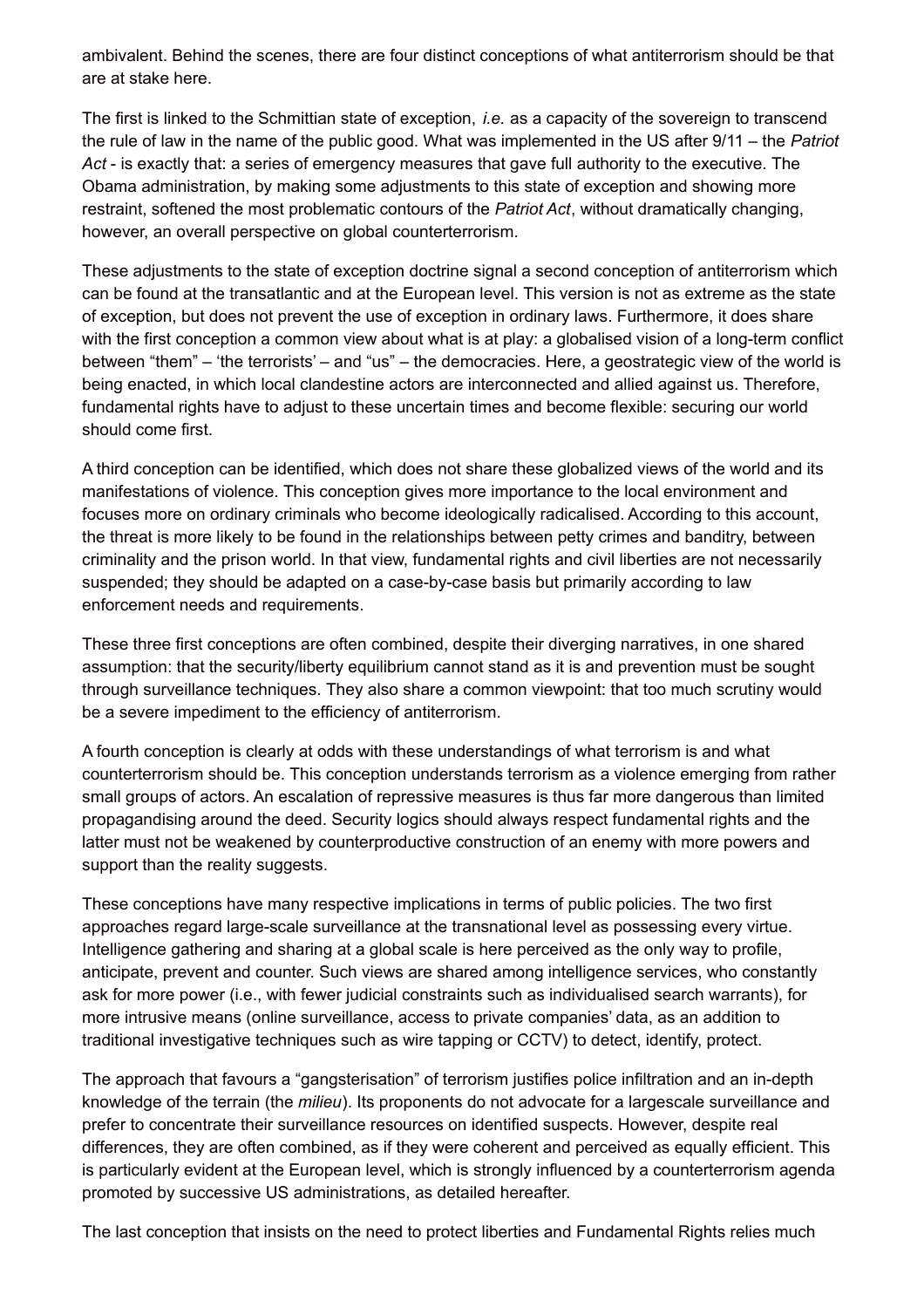ambivalent. Behind the scenes, there are four distinct conceptions of what antiterrorism should be that are at stake here.

The first is linked to the Schmittian state of exception, *i.e.* as a capacity of the sovereign to transcend the rule of law in the name of the public good. What was implemented in the US after 9/11 – the *Patriot Act* - is exactly that: a series of emergency measures that gave full authority to the executive. The Obama administration, by making some adjustments to this state of exception and showing more restraint, softened the most problematic contours of the *Patriot Act*, without dramatically changing, however, an overall perspective on global counterterrorism.

These adjustments to the state of exception doctrine signal a second conception of antiterrorism which can be found at the transatlantic and at the European level. This version is not as extreme as the state of exception, but does not prevent the use of exception in ordinary laws. Furthermore, it does share with the first conception a common view about what is at play: a globalised vision of a long-term conflict between "them" – 'the terrorists' – and "us" – the democracies. Here, a geostrategic view of the world is being enacted, in which local clandestine actors are interconnected and allied against us. Therefore, fundamental rights have to adjust to these uncertain times and become flexible: securing our world should come first.

A third conception can be identified, which does not share these globalized views of the world and its manifestations of violence. This conception gives more importance to the local environment and focuses more on ordinary criminals who become ideologically radicalised. According to this account, the threat is more likely to be found in the relationships between petty crimes and banditry, between criminality and the prison world. In that view, fundamental rights and civil liberties are not necessarily suspended; they should be adapted on a case-by-case basis but primarily according to law enforcement needs and requirements.

These three first conceptions are often combined, despite their diverging narratives, in one shared assumption: that the security/liberty equilibrium cannot stand as it is and prevention must be sought through surveillance techniques. They also share a common viewpoint: that too much scrutiny would be a severe impediment to the efficiency of antiterrorism.

A fourth conception is clearly at odds with these understandings of what terrorism is and what counterterrorism should be. This conception understands terrorism as a violence emerging from rather small groups of actors. An escalation of repressive measures is thus far more dangerous than limited propagandising around the deed. Security logics should always respect fundamental rights and the latter must not be weakened by counterproductive construction of an enemy with more powers and support than the reality suggests.

These conceptions have many respective implications in terms of public policies. The two first approaches regard large-scale surveillance at the transnational level as possessing every virtue. Intelligence gathering and sharing at a global scale is here perceived as the only way to profile, anticipate, prevent and counter. Such views are shared among intelligence services, who constantly ask for more power (i.e., with fewer judicial constraints such as individualised search warrants), for more intrusive means (online surveillance, access to private companies' data, as an addition to traditional investigative techniques such as wire tapping or CCTV) to detect, identify, protect.

The approach that favours a "gangsterisation" of terrorism justifies police infiltration and an in-depth knowledge of the terrain (the *milieu*). Its proponents do not advocate for a largescale surveillance and prefer to concentrate their surveillance resources on identified suspects. However, despite real differences, they are often combined, as if they were coherent and perceived as equally efficient. This is particularly evident at the European level, which is strongly influenced by a counterterrorism agenda promoted by successive US administrations, as detailed hereafter.

The last conception that insists on the need to protect liberties and Fundamental Rights relies much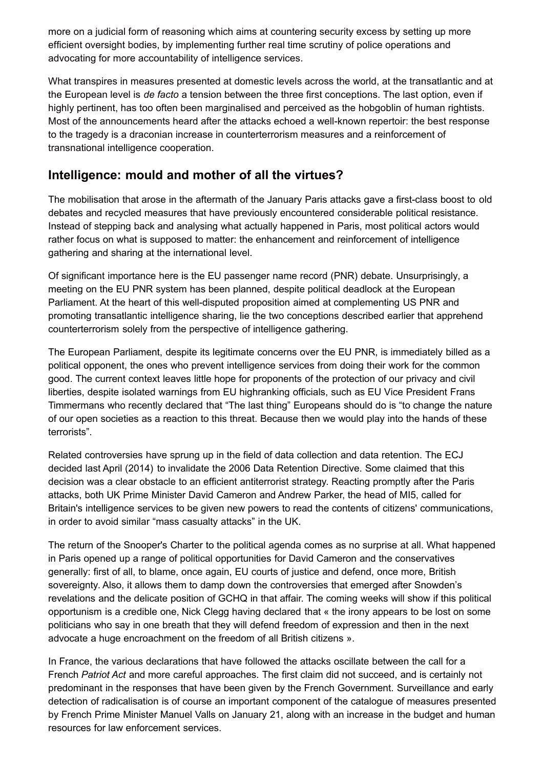more on a judicial form of reasoning which aims at countering security excess by setting up more efficient oversight bodies, by implementing further real time scrutiny of police operations and advocating for more accountability of intelligence services.

What transpires in measures presented at domestic levels across the world, at the transatlantic and at the European level is *de facto* a tension between the three first conceptions. The last option, even if highly pertinent, has too often been marginalised and perceived as the hobgoblin of human rightists. Most of the announcements heard after the attacks echoed a well-known repertoir: the best response to the tragedy is a draconian increase in counterterrorism measures and a reinforcement of transnational intelligence cooperation.

## Intelligence: mould and mother of all the virtues?

The mobilisation that arose in the aftermath of the January Paris attacks gave a first-class boost to old debates and recycled measures that have previously encountered considerable political resistance. Instead of stepping back and analysing what actually happened in Paris, most political actors would rather focus on what is supposed to matter: the enhancement and reinforcement of intelligence gathering and sharing at the international level.

Of significant importance here is the EU passenger name record (PNR) debate. Unsurprisingly, a meeting on the EU PNR system has been planned, despite political deadlock at the European Parliament. At the heart of this well-disputed proposition aimed at complementing US PNR and promoting transatlantic intelligence sharing, lie the two conceptions described earlier that apprehend counterterrorism solely from the perspective of intelligence gathering.

The European Parliament, despite its legitimate concerns over the EU PNR, is immediately billed as a political opponent, the ones who prevent intelligence services from doing their work for the common good. The current context leaves little hope for proponents of the protection of our privacy and civil liberties, despite isolated warnings from EU highranking officials, such as EU Vice President Frans Timmermans who recently declared that "The last thing" Europeans should do is "to change the nature of our open societies as a reaction to this threat. Because then we would play into the hands of these terrorists".

Related controversies have sprung up in the field of data collection and data retention. The ECJ decided last April (2014) to invalidate the 2006 Data Retention Directive. Some claimed that this decision was a clear obstacle to an efficient antiterrorist strategy. Reacting promptly after the Paris attacks, both UK Prime Minister David Cameron and Andrew Parker, the head of MI5, called for Britain's intelligence services to be given new powers to read the contents of citizens' communications, in order to avoid similar "mass casualty attacks" in the UK.

The return of the Snooper's Charter to the political agenda comes as no surprise at all. What happened in Paris opened up a range of political opportunities for David Cameron and the conservatives generally: first of all, to blame, once again, EU courts of justice and defend, once more, British sovereignty. Also, it allows them to damp down the controversies that emerged after Snowden's revelations and the delicate position of GCHQ in that affair. The coming weeks will show if this political opportunism is a credible one, Nick Clegg having declared that « the irony appears to be lost on some politicians who say in one breath that they will defend freedom of expression and then in the next advocate a huge encroachment on the freedom of all British citizens ».

In France, the various declarations that have followed the attacks oscillate between the call for a French *Patriot Act* and more careful approaches. The first claim did not succeed, and is certainly not predominant in the responses that have been given by the French Government. Surveillance and early detection of radicalisation is of course an important component of the catalogue of measures presented by French Prime Minister Manuel Valls on January 21, along with an increase in the budget and human resources for law enforcement services.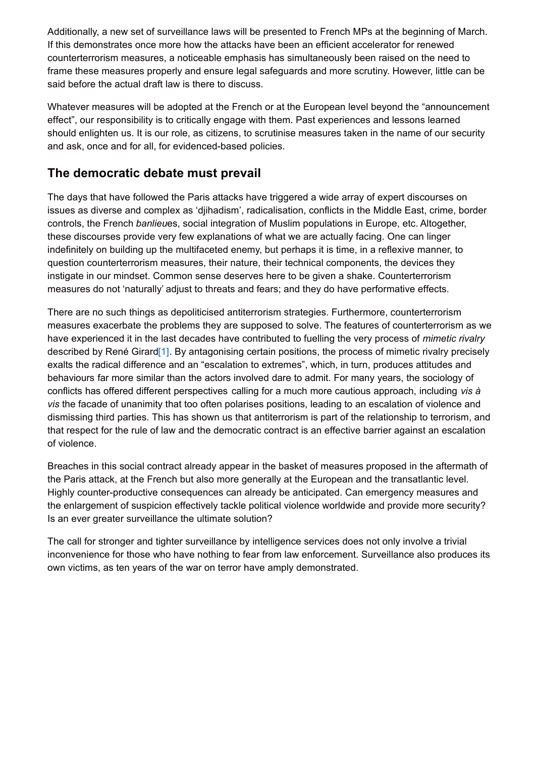Additionally, a new set of surveillance laws will be presented to French MPs at the beginning of March. If this demonstrates once more how the attacks have been an efficient accelerator for renewed counterterrorism measures, a noticeable emphasis has simultaneously been raised on the need to frame these measures properly and ensure legal safeguards and more scrutiny. However, little can be said before the actual draft law is there to discuss.

Whatever measures will be adopted at the French or at the European level beyond the "announcement effect", our responsibility is to critically engage with them. Past experiences and lessons learned should enlighten us. It is our role, as citizens, to scrutinise measures taken in the name of our security and ask, once and for all, for evidenced-based policies.

## The democratic debate must prevail

The days that have followed the Paris attacks have triggered a wide array of expert discourses on issues as diverse and complex as 'djihadism', radicalisation, conflicts in the Middle East, crime, border controls, the French *banlieue*s, social integration of Muslim populations in Europe, etc. Altogether, these discourses provide very few explanations of what we are actually facing. One can linger indefinitely on building up the multifaceted enemy, but perhaps it is time, in a reflexive manner, to question counterterrorism measures, their nature, their technical components, the devices they instigate in our mindset. Common sense deserves here to be given a shake. Counterterrorism measures do not 'naturally' adjust to threats and fears; and they do have performative effects.

There are no such things as depoliticised antiterrorism strategies. Furthermore, counterterrorism measures exacerbate the problems they are supposed to solve. The features of counterterrorism as we have experienced it in the last decades have contributed to fuelling the very process of *mimetic rivalry* described by René Girard[1]. By antagonising certain positions, the process of mimetic rivalry precisely exalts the radical difference and an "escalation to extremes", which, in turn, produces attitudes and behaviours far more similar than the actors involved dare to admit. For many years, the sociology of conflicts has offered different perspectives calling for a much more cautious approach, including *vis à vis* the facade of unanimity that too often polarises positions, leading to an escalation of violence and dismissing third parties. This has shown us that antiterrorism is part of the relationship to terrorism, and that respect for the rule of law and the democratic contract is an effective barrier against an escalation of violence.

Breaches in this social contract already appear in the basket of measures proposed in the aftermath of the Paris attack, at the French but also more generally at the European and the transatlantic level. Highly counter-productive consequences can already be anticipated. Can emergency measures and the enlargement of suspicion effectively tackle political violence worldwide and provide more security? Is an ever greater surveillance the ultimate solution?

The call for stronger and tighter surveillance by intelligence services does not only involve a trivial inconvenience for those who have nothing to fear from law enforcement. Surveillance also produces its own victims, as ten years of the war on terror have amply demonstrated.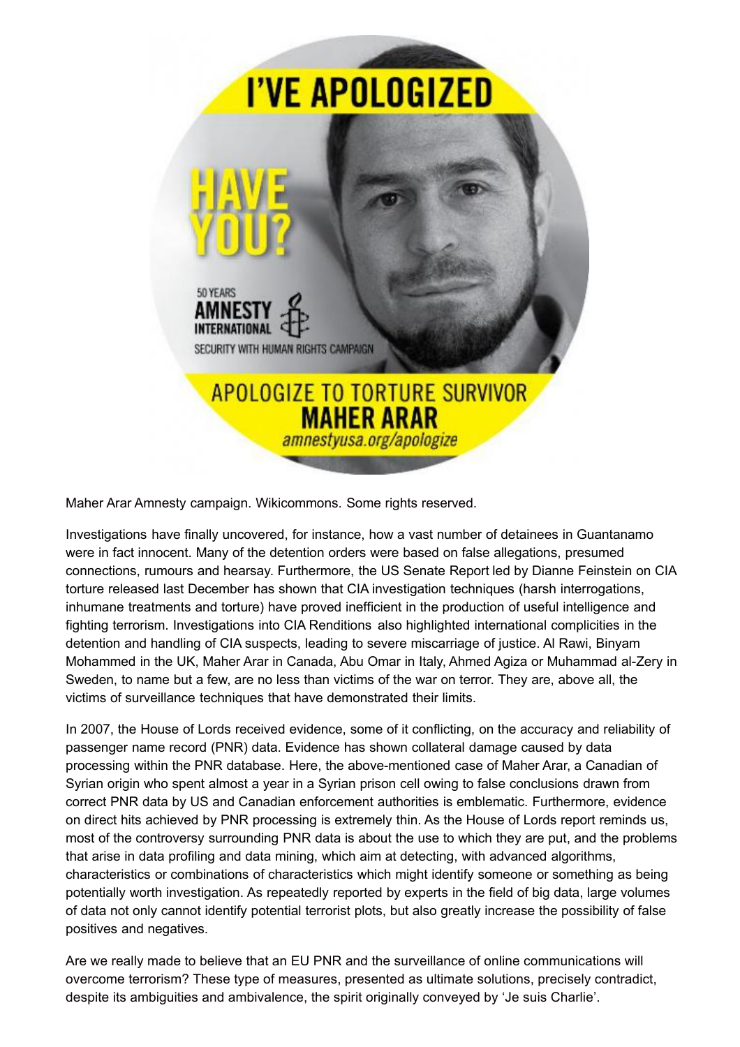Maher Arar Amnesty campaign. Wikicommons. Some rights reserved.

Investigations have finally uncovered, for instance, how a vast number of detainees in Guantanamo were in fact innocent. Many of the detention orders were based on false allegations, presumed connections, rumours and hearsay. Furthermore, the US Senate Report led by Dianne Feinstein on CIA torture released last December has shown that CIA investigation techniques (harsh interrogations, inhumane treatments and torture) have proved inefficient in the production of useful intelligence and fighting terrorism. Investigations into CIA Renditions also highlighted international complicities in the detention and handling of CIA suspects, leading to severe miscarriage of justice. Al Rawi, Binyam Mohammed in the UK, Maher Arar in Canada, Abu Omar in Italy, Ahmed Agiza or Muhammad al-Zery in Sweden, to name but a few, are no less than victims of the war on terror. They are, above all, the victims of surveillance techniques that have demonstrated their limits.

In 2007, the House of Lords received evidence, some of it conflicting, on the accuracy and reliability of passenger name record (PNR) data. Evidence has shown collateral damage caused by data processing within the PNR database. Here, the above-mentioned case of Maher Arar, a Canadian of Syrian origin who spent almost a year in a Syrian prison cell owing to false conclusions drawn from correct PNR data by US and Canadian enforcement authorities is emblematic. Furthermore, evidence on direct hits achieved by PNR processing is extremely thin. As the House of Lords report reminds us, most of the controversy surrounding PNR data is about the use to which they are put, and the problems that arise in data profiling and data mining, which aim at detecting, with advanced algorithms, characteristics or combinations of characteristics which might identify someone or something as being potentially worth investigation. As repeatedly reported by experts in the field of big data, large volumes of data not only cannot identify potential terrorist plots, but also greatly increase the possibility of false positives and negatives.

Are we really made to believe that an EU PNR and the surveillance of online communications will overcome terrorism? These type of measures, presented as ultimate solutions, precisely contradict, despite its ambiguities and ambivalence, the spirit originally conveyed by 'Je suis Charlie'.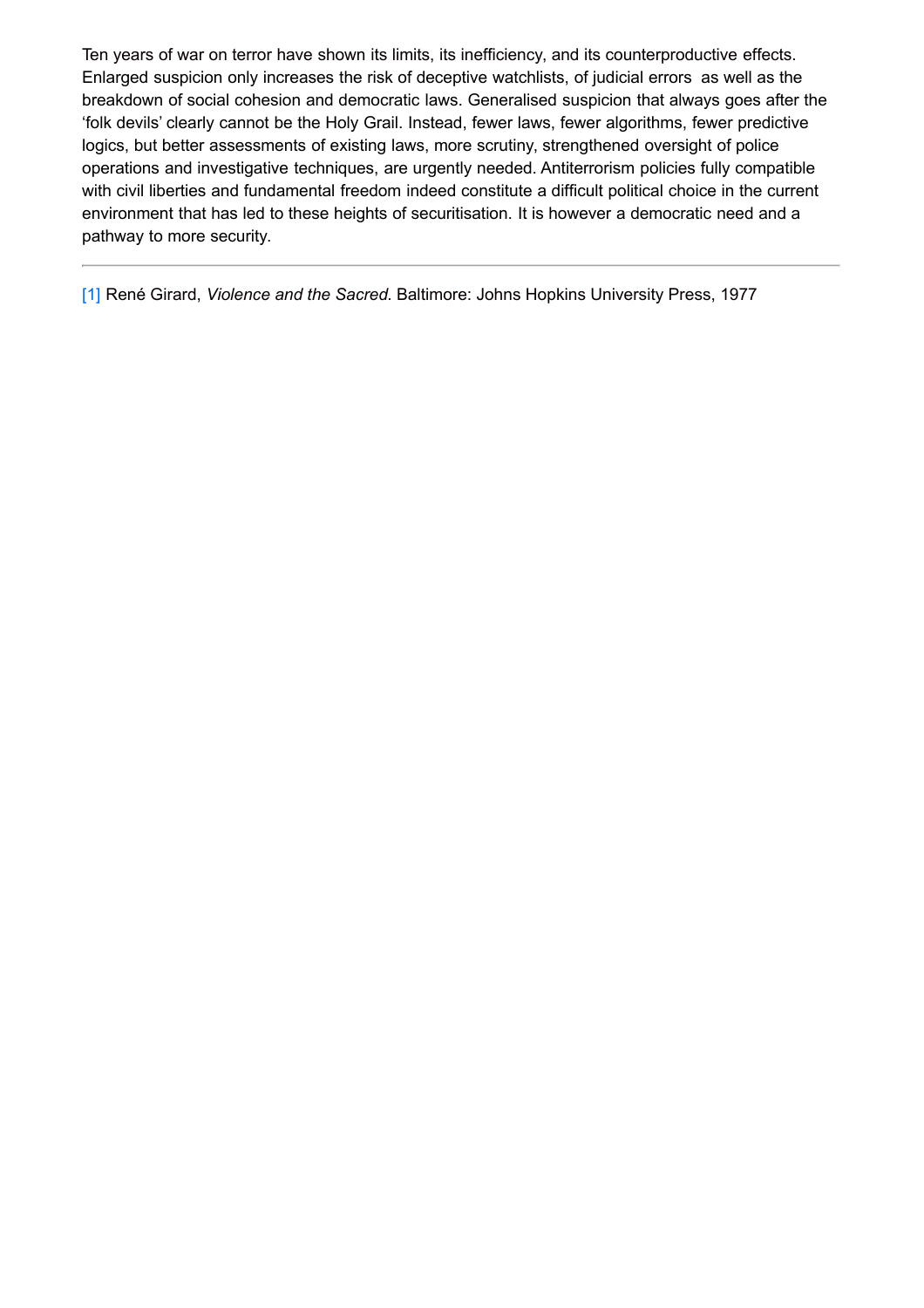Ten years of war on terror have shown its limits, its inefficiency, and its counterproductive effects. Enlarged suspicion only increases the risk of deceptive watchlists, of judicial errors  as well as the breakdown of social cohesion and democratic laws. Generalised suspicion that always goes after the 'folk devils' clearly cannot be the Holy Grail. Instead, fewer laws, fewer algorithms, fewer predictive logics, but better assessments of existing laws, more scrutiny, strengthened oversight of police operations and investigative techniques, are urgently needed. Antiterrorism policies fully compatible with civil liberties and fundamental freedom indeed constitute a difficult political choice in the current environment that has led to these heights of securitisation. It is however a democratic need and a pathway to more security.

---

[1] René Girard, *Violence and the Sacred*. Baltimore: Johns Hopkins University Press, 1977